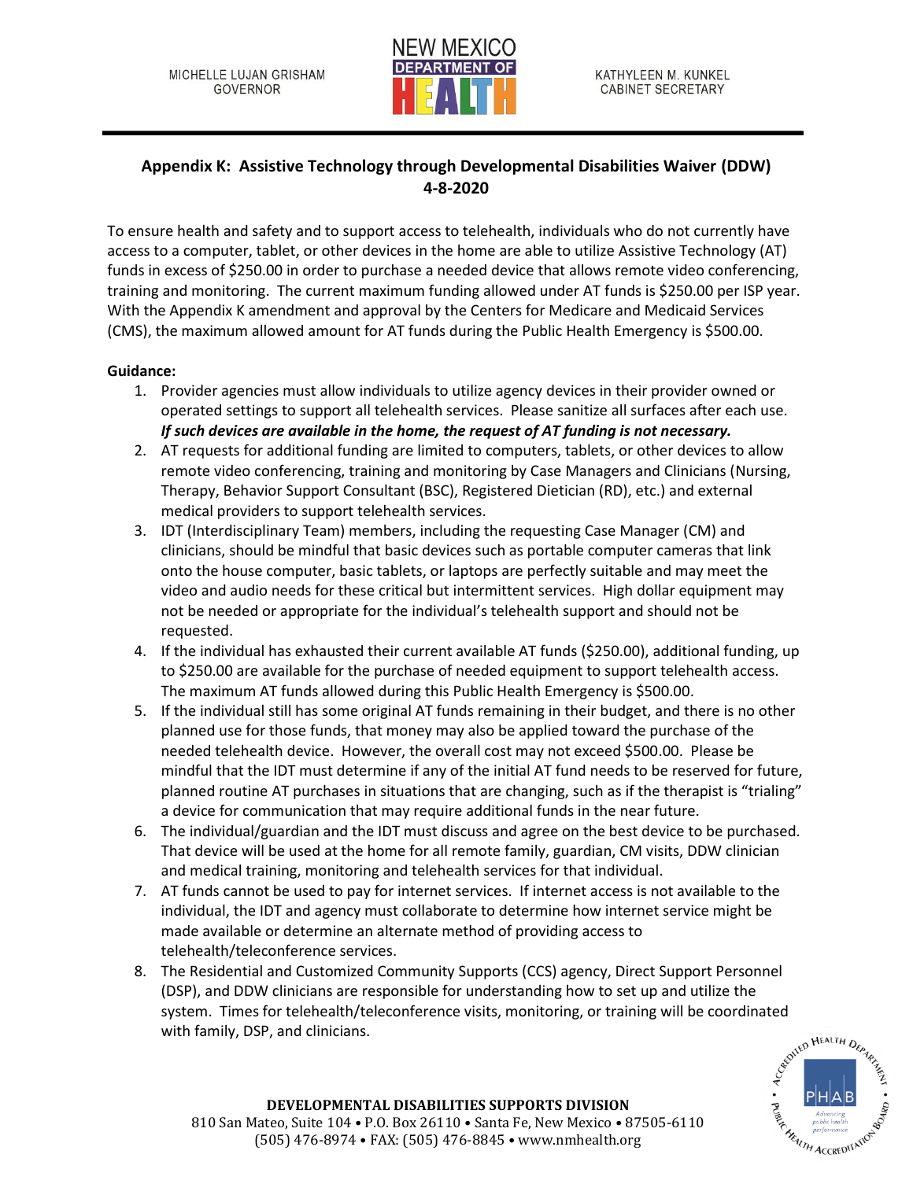MICHELLE LUJAN GRISHAM
GOVERNOR

KATHYLEEN M. KUNKEL
CABINET SECRETARY

## Appendix K: Assistive Technology through Developmental Disabilities Waiver (DDW) 4-8-2020

To ensure health and safety and to support access to telehealth, individuals who do not currently have access to a computer, tablet, or other devices in the home are able to utilize Assistive Technology (AT) funds in excess of $250.00 in order to purchase a needed device that allows remote video conferencing, training and monitoring. The current maximum funding allowed under AT funds is $250.00 per ISP year. With the Appendix K amendment and approval by the Centers for Medicare and Medicaid Services (CMS), the maximum allowed amount for AT funds during the Public Health Emergency is $500.00.

**Guidance:**

1. Provider agencies must allow individuals to utilize agency devices in their provider owned or operated settings to support all telehealth services. Please sanitize all surfaces after each use. ***If such devices are available in the home, the request of AT funding is not necessary.***
2. AT requests for additional funding are limited to computers, tablets, or other devices to allow remote video conferencing, training and monitoring by Case Managers and Clinicians (Nursing, Therapy, Behavior Support Consultant (BSC), Registered Dietician (RD), etc.) and external medical providers to support telehealth services.
3. IDT (Interdisciplinary Team) members, including the requesting Case Manager (CM) and clinicians, should be mindful that basic devices such as portable computer cameras that link onto the house computer, basic tablets, or laptops are perfectly suitable and may meet the video and audio needs for these critical but intermittent services. High dollar equipment may not be needed or appropriate for the individual's telehealth support and should not be requested.
4. If the individual has exhausted their current available AT funds ($250.00), additional funding, up to $250.00 are available for the purchase of needed equipment to support telehealth access. The maximum AT funds allowed during this Public Health Emergency is $500.00.
5. If the individual still has some original AT funds remaining in their budget, and there is no other planned use for those funds, that money may also be applied toward the purchase of the needed telehealth device. However, the overall cost may not exceed $500.00. Please be mindful that the IDT must determine if any of the initial AT fund needs to be reserved for future, planned routine AT purchases in situations that are changing, such as if the therapist is "trialing" a device for communication that may require additional funds in the near future.
6. The individual/guardian and the IDT must discuss and agree on the best device to be purchased. That device will be used at the home for all remote family, guardian, CM visits, DDW clinician and medical training, monitoring and telehealth services for that individual.
7. AT funds cannot be used to pay for internet services. If internet access is not available to the individual, the IDT and agency must collaborate to determine how internet service might be made available or determine an alternate method of providing access to telehealth/teleconference services.
8. The Residential and Customized Community Supports (CCS) agency, Direct Support Personnel (DSP), and DDW clinicians are responsible for understanding how to set up and utilize the system. Times for telehealth/teleconference visits, monitoring, or training will be coordinated with family, DSP, and clinicians.

**DEVELOPMENTAL DISABILITIES SUPPORTS DIVISION**
810 San Mateo, Suite 104 • P.O. Box 26110 • Santa Fe, New Mexico • 87505-6110
(505) 476-8974 • FAX: (505) 476-8845 • www.nmhealth.org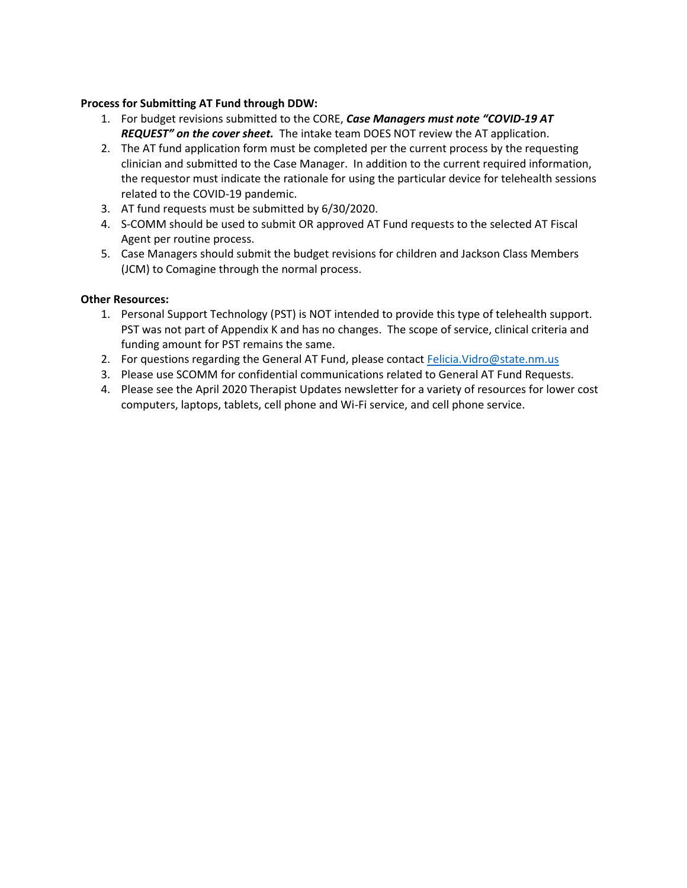**Process for Submitting AT Fund through DDW:**

1. For budget revisions submitted to the CORE, ***Case Managers must note "COVID-19 AT REQUEST" on the cover sheet.*** The intake team DOES NOT review the AT application.
2. The AT fund application form must be completed per the current process by the requesting clinician and submitted to the Case Manager. In addition to the current required information, the requestor must indicate the rationale for using the particular device for telehealth sessions related to the COVID-19 pandemic.
3. AT fund requests must be submitted by 6/30/2020.
4. S-COMM should be used to submit OR approved AT Fund requests to the selected AT Fiscal Agent per routine process.
5. Case Managers should submit the budget revisions for children and Jackson Class Members (JCM) to Comagine through the normal process.

**Other Resources:**

1. Personal Support Technology (PST) is NOT intended to provide this type of telehealth support. PST was not part of Appendix K and has no changes. The scope of service, clinical criteria and funding amount for PST remains the same.
2. For questions regarding the General AT Fund, please contact Felicia.Vidro@state.nm.us
3. Please use SCOMM for confidential communications related to General AT Fund Requests.
4. Please see the April 2020 Therapist Updates newsletter for a variety of resources for lower cost computers, laptops, tablets, cell phone and Wi-Fi service, and cell phone service.